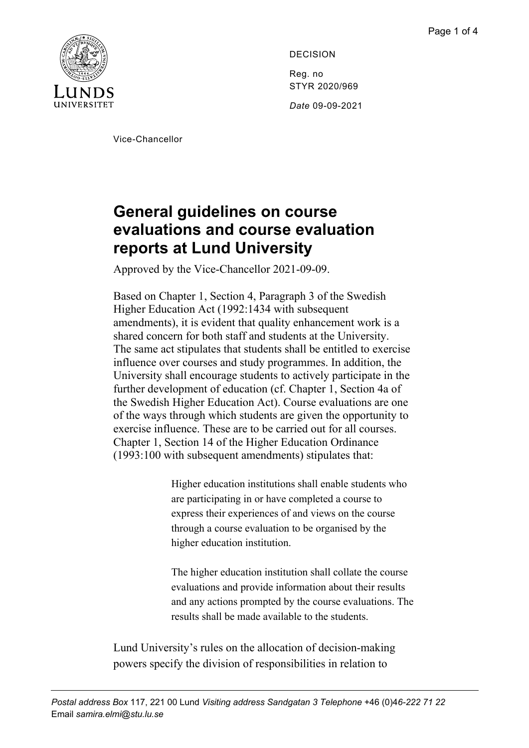DECISION

Reg. no
STYR 2020/969

*Date* 09-09-2021

Vice-Chancellor

# General guidelines on course evaluations and course evaluation reports at Lund University

Approved by the Vice-Chancellor 2021-09-09.

Based on Chapter 1, Section 4, Paragraph 3 of the Swedish Higher Education Act (1992:1434 with subsequent amendments), it is evident that quality enhancement work is a shared concern for both staff and students at the University. The same act stipulates that students shall be entitled to exercise influence over courses and study programmes. In addition, the University shall encourage students to actively participate in the further development of education (cf. Chapter 1, Section 4a of the Swedish Higher Education Act). Course evaluations are one of the ways through which students are given the opportunity to exercise influence. These are to be carried out for all courses. Chapter 1, Section 14 of the Higher Education Ordinance (1993:100 with subsequent amendments) stipulates that:

> Higher education institutions shall enable students who are participating in or have completed a course to express their experiences of and views on the course through a course evaluation to be organised by the higher education institution.
>
> The higher education institution shall collate the course evaluations and provide information about their results and any actions prompted by the course evaluations. The results shall be made available to the students.

Lund University's rules on the allocation of decision-making powers specify the division of responsibilities in relation to

*Postal address* Box 117, 221 00 Lund *Visiting address* Sandgatan 3 *Telephone* +46 (0)46-222 71 22
Email *samira.elmi@stu.lu.se*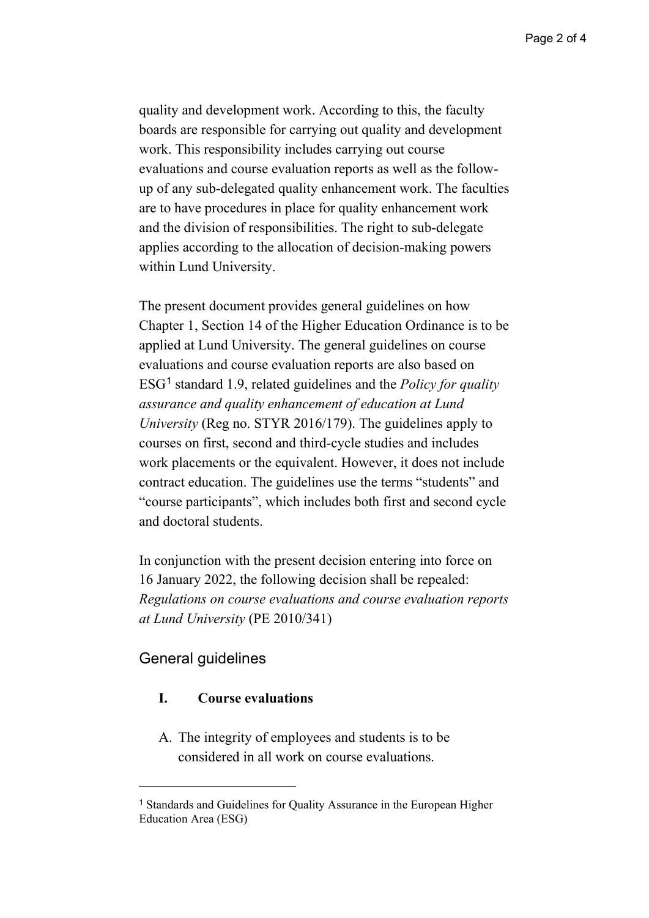quality and development work. According to this, the faculty boards are responsible for carrying out quality and development work. This responsibility includes carrying out course evaluations and course evaluation reports as well as the follow-up of any sub-delegated quality enhancement work. The faculties are to have procedures in place for quality enhancement work and the division of responsibilities. The right to sub-delegate applies according to the allocation of decision-making powers within Lund University.

The present document provides general guidelines on how Chapter 1, Section 14 of the Higher Education Ordinance is to be applied at Lund University. The general guidelines on course evaluations and course evaluation reports are also based on ESG[1] standard 1.9, related guidelines and the *Policy for quality assurance and quality enhancement of education at Lund University* (Reg no. STYR 2016/179). The guidelines apply to courses on first, second and third-cycle studies and includes work placements or the equivalent. However, it does not include contract education. The guidelines use the terms "students" and "course participants", which includes both first and second cycle and doctoral students.

In conjunction with the present decision entering into force on 16 January 2022, the following decision shall be repealed: *Regulations on course evaluations and course evaluation reports at Lund University* (PE 2010/341)

## General guidelines

### I. Course evaluations

A. The integrity of employees and students is to be considered in all work on course evaluations.

---

[1] Standards and Guidelines for Quality Assurance in the European Higher Education Area (ESG)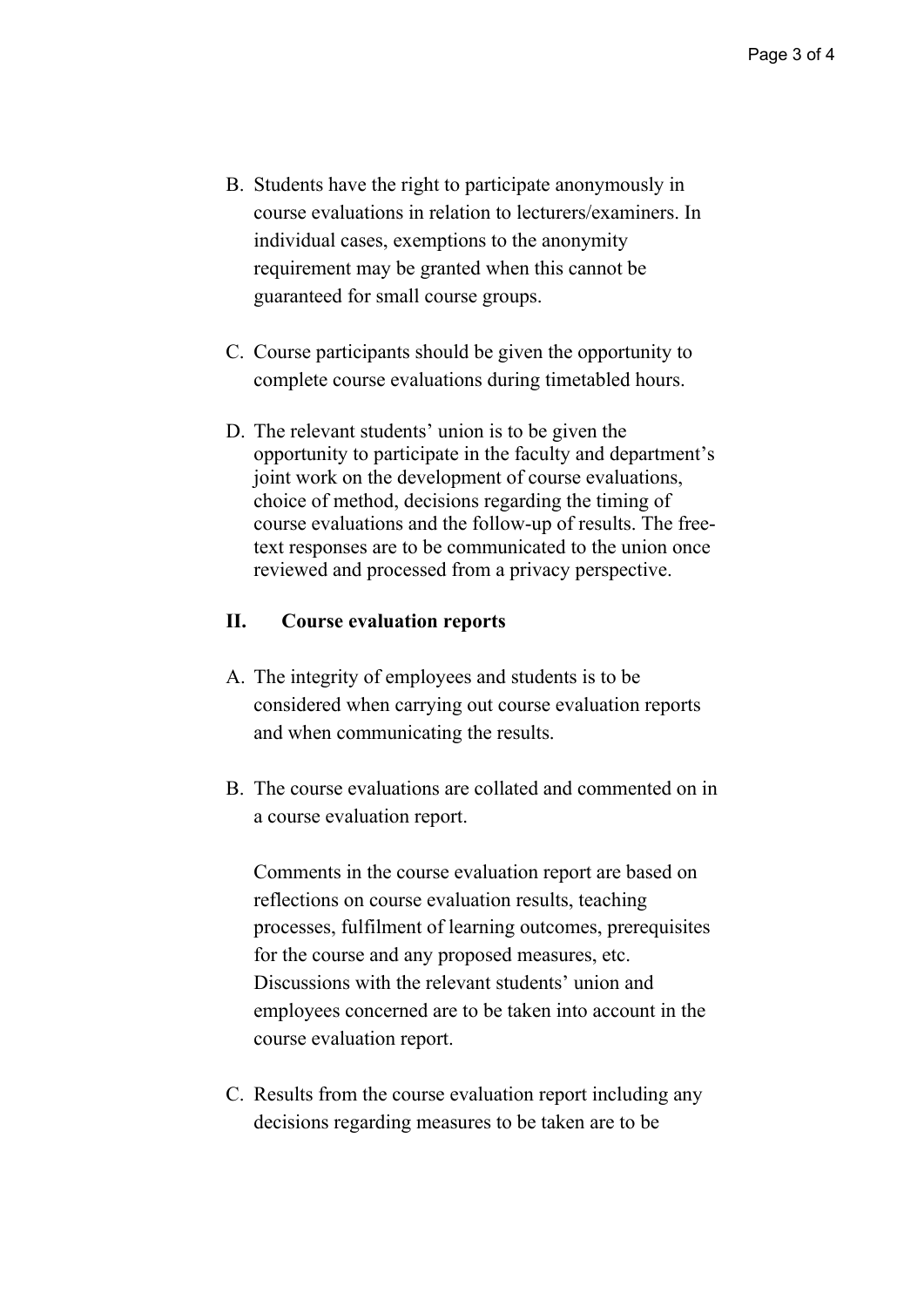B. Students have the right to participate anonymously in course evaluations in relation to lecturers/examiners. In individual cases, exemptions to the anonymity requirement may be granted when this cannot be guaranteed for small course groups.

C. Course participants should be given the opportunity to complete course evaluations during timetabled hours.

D. The relevant students' union is to be given the opportunity to participate in the faculty and department's joint work on the development of course evaluations, choice of method, decisions regarding the timing of course evaluations and the follow-up of results. The free-text responses are to be communicated to the union once reviewed and processed from a privacy perspective.

## II. Course evaluation reports

A. The integrity of employees and students is to be considered when carrying out course evaluation reports and when communicating the results.

B. The course evaluations are collated and commented on in a course evaluation report.

   Comments in the course evaluation report are based on reflections on course evaluation results, teaching processes, fulfilment of learning outcomes, prerequisites for the course and any proposed measures, etc. Discussions with the relevant students' union and employees concerned are to be taken into account in the course evaluation report.

C. Results from the course evaluation report including any decisions regarding measures to be taken are to be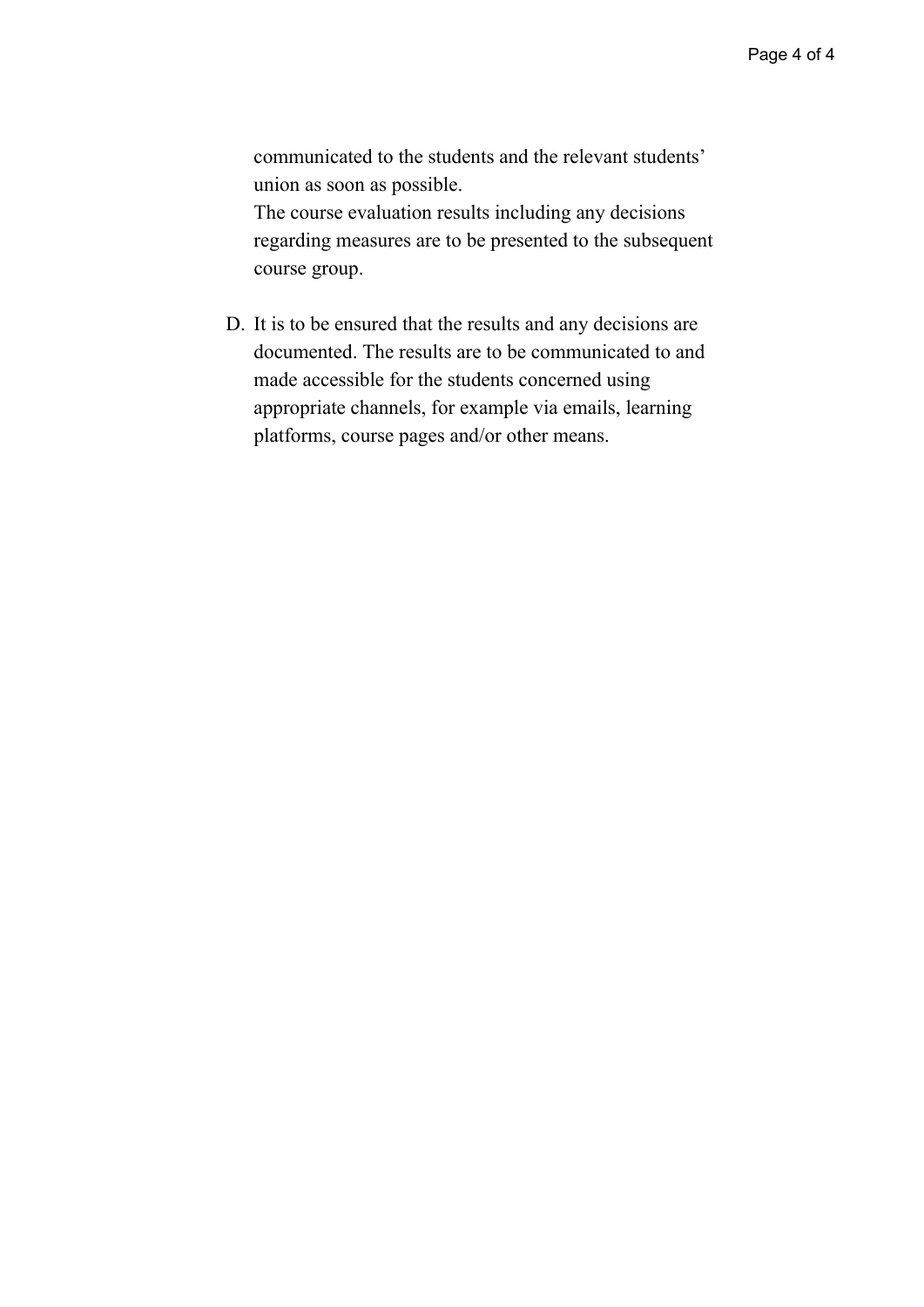communicated to the students and the relevant students' union as soon as possible.
The course evaluation results including any decisions regarding measures are to be presented to the subsequent course group.

D. It is to be ensured that the results and any decisions are documented. The results are to be communicated to and made accessible for the students concerned using appropriate channels, for example via emails, learning platforms, course pages and/or other means.